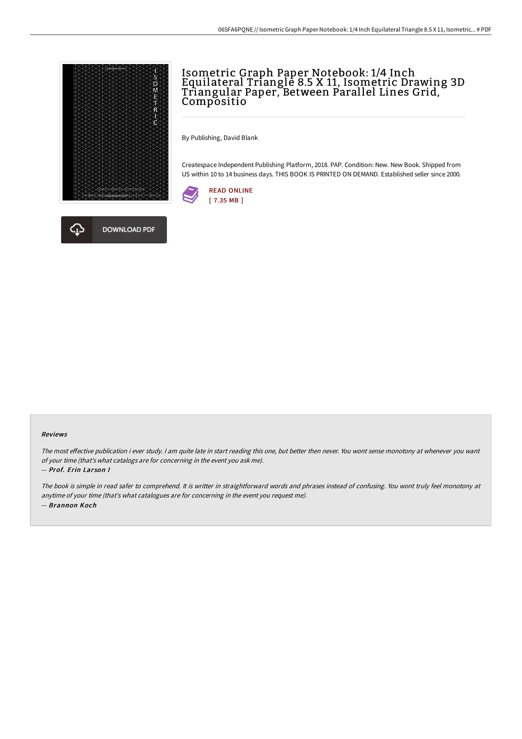# Isometric Graph Paper Notebook: 1/4 Inch Equilateral Triangle 8.5 X 11, Isometric Drawing 3D Triangular Paper, Between Parallel Lines Grid, Compositio

By Publishing, David Blank

Createspace Independent Publishing Platform, 2018. PAP. Condition: New. New Book. Shipped from US within 10 to 14 business days. THIS BOOK IS PRINTED ON DEMAND. Established seller since 2000.

READ ONLINE
[ 7.35 MB ]

DOWNLOAD PDF

#### Reviews

*The most effective publication i ever study. I am quite late in start reading this one, but better then never. You wont sense monotony at whenever you want of your time (that's what catalogs are for concerning in the event you ask me).*

*-- Prof. Erin Larson I*

*The book is simple in read safer to comprehend. It is writter in straightforward words and phrases instead of confusing. You wont truly feel monotony at anytime of your time (that's what catalogues are for concerning in the event you request me).*

*-- Brannon Koch*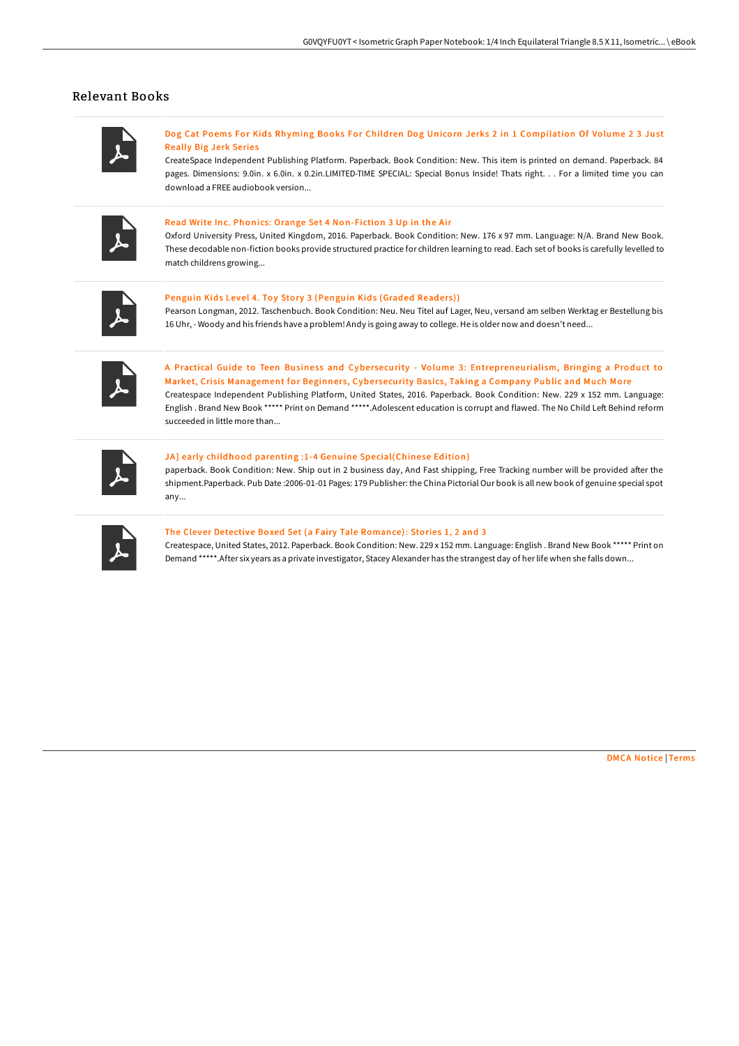## Relevant Books

### Dog Cat Poems For Kids Rhyming Books For Children Dog Unicorn Jerks 2 in 1 Compilation Of Volume 2 3 Just Really Big Jerk Series

CreateSpace Independent Publishing Platform. Paperback. Book Condition: New. This item is printed on demand. Paperback. 84 pages. Dimensions: 9.0in. x 6.0in. x 0.2in.LIMITED-TIME SPECIAL: Special Bonus Inside! Thats right. . . For a limited time you can download a FREE audiobook version...

### Read Write Inc. Phonics: Orange Set 4 Non-Fiction 3 Up in the Air

Oxford University Press, United Kingdom, 2016. Paperback. Book Condition: New. 176 x 97 mm. Language: N/A. Brand New Book. These decodable non-fiction books provide structured practice for children learning to read. Each set of books is carefully levelled to match childrens growing...

### Penguin Kids Level 4. Toy Story 3 (Penguin Kids (Graded Readers))

Pearson Longman, 2012. Taschenbuch. Book Condition: Neu. Neu Titel auf Lager, Neu, versand am selben Werktag er Bestellung bis 16 Uhr, - Woody and his friends have a problem! Andy is going away to college. He is older now and doesn't need...

### A Practical Guide to Teen Business and Cybersecurity - Volume 3: Entrepreneurialism, Bringing a Product to Market, Crisis Management for Beginners, Cybersecurity Basics, Taking a Company Public and Much More

Createspace Independent Publishing Platform, United States, 2016. Paperback. Book Condition: New. 229 x 152 mm. Language: English . Brand New Book ***** Print on Demand *****.Adolescent education is corrupt and flawed. The No Child Left Behind reform succeeded in little more than...

### JA] early childhood parenting :1-4 Genuine Special(Chinese Edition)

paperback. Book Condition: New. Ship out in 2 business day, And Fast shipping, Free Tracking number will be provided after the shipment.Paperback. Pub Date :2006-01-01 Pages: 179 Publisher: the China Pictorial Our book is all new book of genuine special spot any...

### The Clever Detective Boxed Set (a Fairy Tale Romance): Stories 1, 2 and 3

Createspace, United States, 2012. Paperback. Book Condition: New. 229 x 152 mm. Language: English . Brand New Book ***** Print on Demand *****.After six years as a private investigator, Stacey Alexander has the strangest day of her life when she falls down...